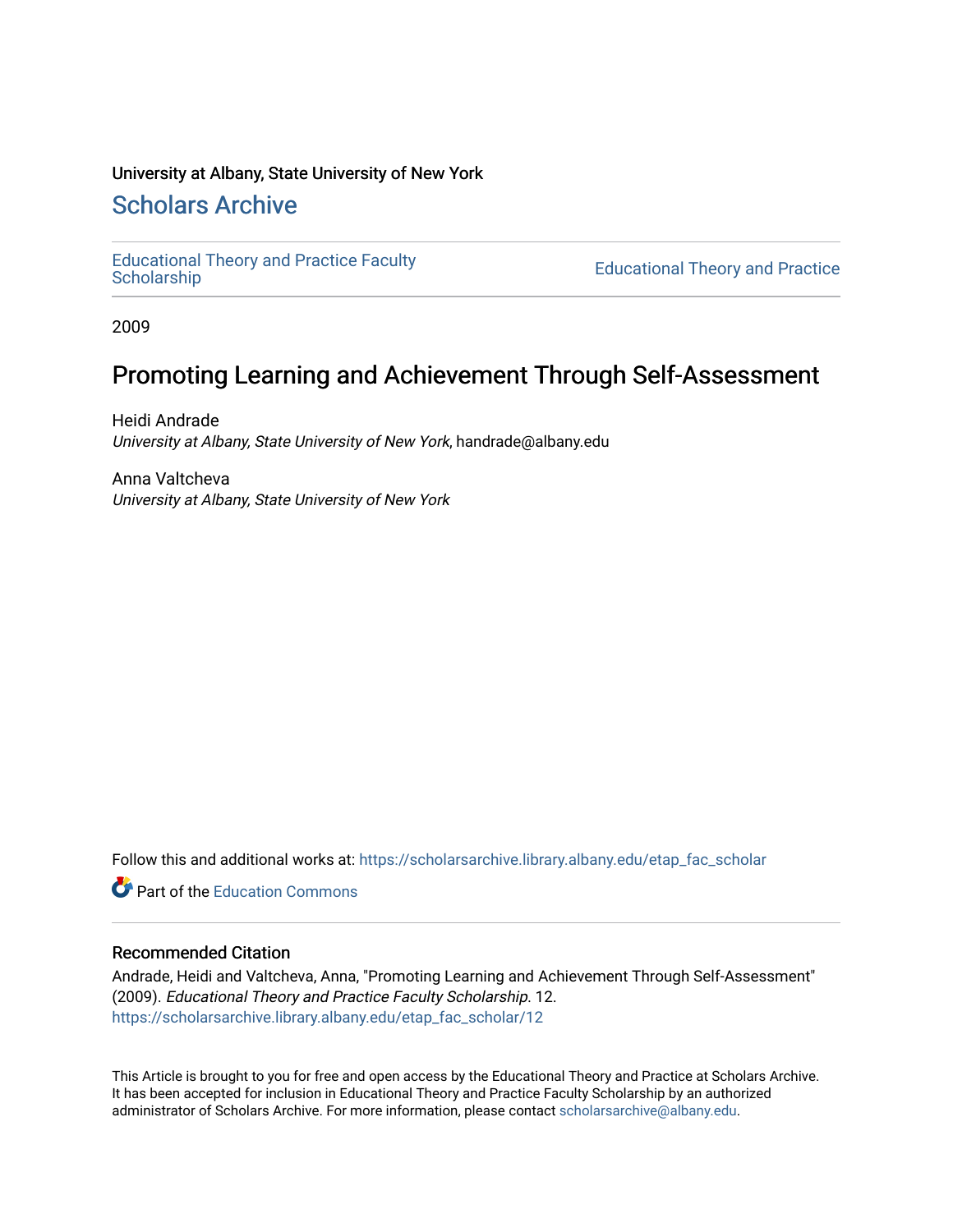University at Albany, State University of New York

## Scholars Archive

Educational Theory and Practice Faculty Scholarship | Educational Theory and Practice

2009

# Promoting Learning and Achievement Through Self-Assessment

Heidi Andrade
*University at Albany, State University of New York*, handrade@albany.edu

Anna Valtcheva
*University at Albany, State University of New York*

Follow this and additional works at: https://scholarsarchive.library.albany.edu/etap_fac_scholar

Part of the Education Commons

### Recommended Citation

Andrade, Heidi and Valtcheva, Anna, "Promoting Learning and Achievement Through Self-Assessment" (2009). *Educational Theory and Practice Faculty Scholarship*. 12.
https://scholarsarchive.library.albany.edu/etap_fac_scholar/12

This Article is brought to you for free and open access by the Educational Theory and Practice at Scholars Archive. It has been accepted for inclusion in Educational Theory and Practice Faculty Scholarship by an authorized administrator of Scholars Archive. For more information, please contact scholarsarchive@albany.edu.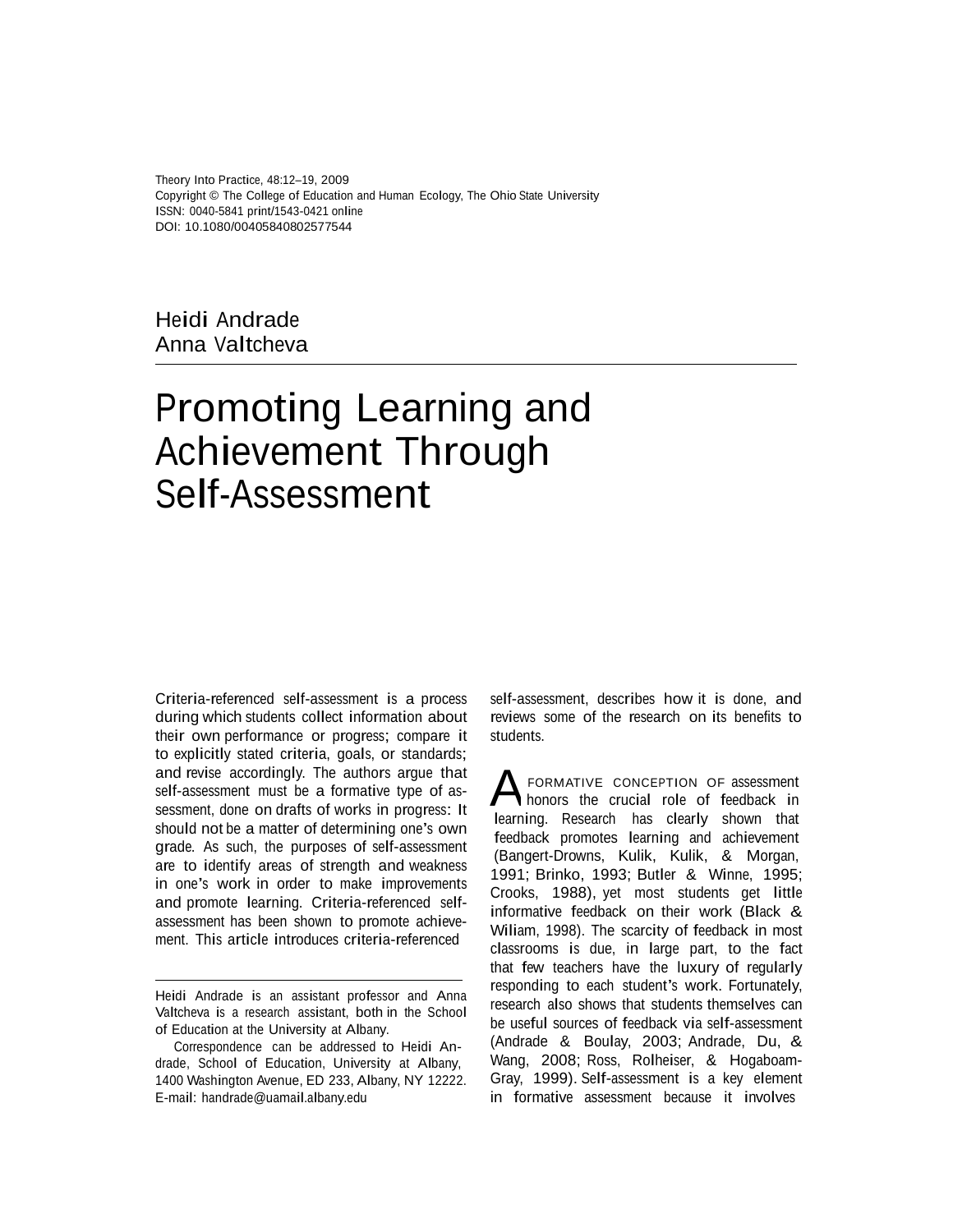Theory Into Practice, 48:12–19, 2009
Copyright © The College of Education and Human Ecology, The Ohio State University
ISSN: 0040-5841 print/1543-0421 online
DOI: 10.1080/00405840802577544

Heidi Andrade
Anna Valtcheva

# Promoting Learning and Achievement Through Self-Assessment

Criteria-referenced self-assessment is a process during which students collect information about their own performance or progress; compare it to explicitly stated criteria, goals, or standards; and revise accordingly. The authors argue that self-assessment must be a formative type of assessment, done on drafts of works in progress: It should not be a matter of determining one's own grade. As such, the purposes of self-assessment are to identify areas of strength and weakness in one's work in order to make improvements and promote learning. Criteria-referenced self-assessment has been shown to promote achievement. This article introduces criteria-referenced self-assessment, describes how it is done, and reviews some of the research on its benefits to students.

---

Heidi Andrade is an assistant professor and Anna Valtcheva is a research assistant, both in the School of Education at the University at Albany.

Correspondence can be addressed to Heidi Andrade, School of Education, University at Albany, 1400 Washington Avenue, ED 233, Albany, NY 12222. E-mail: handrade@uamail.albany.edu

---

A FORMATIVE CONCEPTION OF assessment honors the crucial role of feedback in learning. Research has clearly shown that feedback promotes learning and achievement (Bangert-Drowns, Kulik, Kulik, & Morgan, 1991; Brinko, 1993; Butler & Winne, 1995; Crooks, 1988), yet most students get little informative feedback on their work (Black & Wiliam, 1998). The scarcity of feedback in most classrooms is due, in large part, to the fact that few teachers have the luxury of regularly responding to each student's work. Fortunately, research also shows that students themselves can be useful sources of feedback via self-assessment (Andrade & Boulay, 2003; Andrade, Du, & Wang, 2008; Ross, Rolheiser, & Hogaboam-Gray, 1999). Self-assessment is a key element in formative assessment because it involves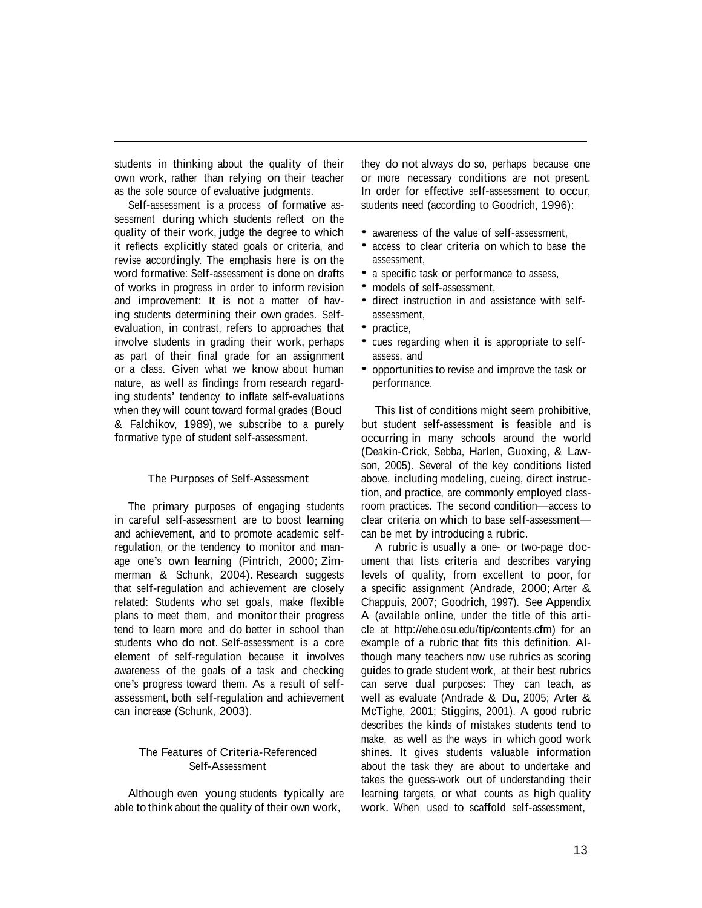students in thinking about the quality of their own work, rather than relying on their teacher as the sole source of evaluative judgments.

Self-assessment is a process of formative assessment during which students reflect on the quality of their work, judge the degree to which it reflects explicitly stated goals or criteria, and revise accordingly. The emphasis here is on the word formative: Self-assessment is done on drafts of works in progress in order to inform revision and improvement: It is not a matter of having students determining their own grades. Self-evaluation, in contrast, refers to approaches that involve students in grading their work, perhaps as part of their final grade for an assignment or a class. Given what we know about human nature, as well as findings from research regarding students' tendency to inflate self-evaluations when they will count toward formal grades (Boud & Falchikov, 1989), we subscribe to a purely formative type of student self-assessment.

## The Purposes of Self-Assessment

The primary purposes of engaging students in careful self-assessment are to boost learning and achievement, and to promote academic self-regulation, or the tendency to monitor and manage one's own learning (Pintrich, 2000; Zimmerman & Schunk, 2004). Research suggests that self-regulation and achievement are closely related: Students who set goals, make flexible plans to meet them, and monitor their progress tend to learn more and do better in school than students who do not. Self-assessment is a core element of self-regulation because it involves awareness of the goals of a task and checking one's progress toward them. As a result of self-assessment, both self-regulation and achievement can increase (Schunk, 2003).

## The Features of Criteria-Referenced Self-Assessment

Although even young students typically are able to think about the quality of their own work, they do not always do so, perhaps because one or more necessary conditions are not present. In order for effective self-assessment to occur, students need (according to Goodrich, 1996):

- awareness of the value of self-assessment,
- access to clear criteria on which to base the assessment,
- a specific task or performance to assess,
- models of self-assessment,
- direct instruction in and assistance with self-assessment,
- practice,
- cues regarding when it is appropriate to self-assess, and
- opportunities to revise and improve the task or performance.

This list of conditions might seem prohibitive, but student self-assessment is feasible and is occurring in many schools around the world (Deakin-Crick, Sebba, Harlen, Guoxing, & Lawson, 2005). Several of the key conditions listed above, including modeling, cueing, direct instruction, and practice, are commonly employed classroom practices. The second condition—access to clear criteria on which to base self-assessment—can be met by introducing a rubric.

A rubric is usually a one- or two-page document that lists criteria and describes varying levels of quality, from excellent to poor, for a specific assignment (Andrade, 2000; Arter & Chappuis, 2007; Goodrich, 1997). See Appendix A (available online, under the title of this article at http://ehe.osu.edu/tip/contents.cfm) for an example of a rubric that fits this definition. Although many teachers now use rubrics as scoring guides to grade student work, at their best rubrics can serve dual purposes: They can teach, as well as evaluate (Andrade & Du, 2005; Arter & McTighe, 2001; Stiggins, 2001). A good rubric describes the kinds of mistakes students tend to make, as well as the ways in which good work shines. It gives students valuable information about the task they are about to undertake and takes the guess-work out of understanding their learning targets, or what counts as high quality work. When used to scaffold self-assessment,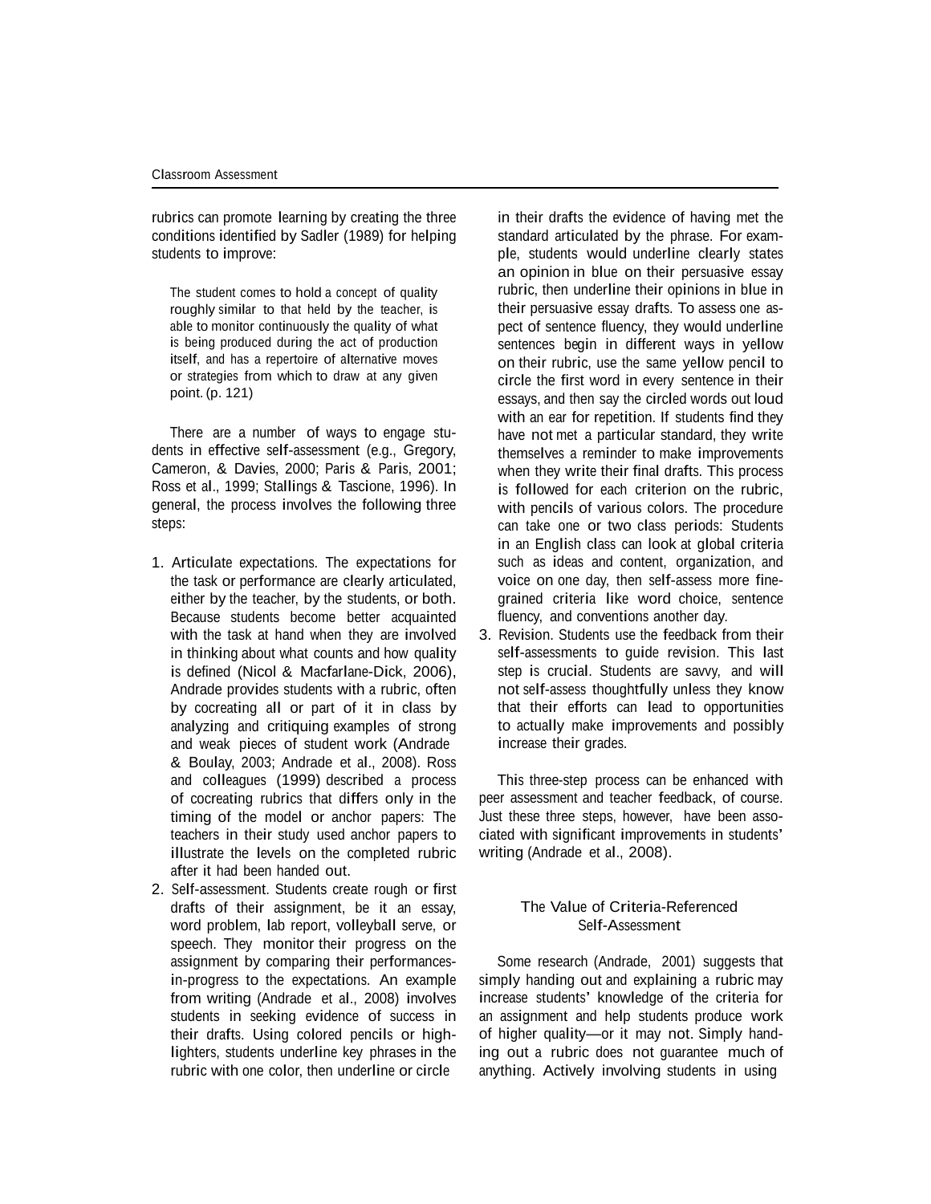rubrics can promote learning by creating the three conditions identified by Sadler (1989) for helping students to improve:

> The student comes to hold a concept of quality roughly similar to that held by the teacher, is able to monitor continuously the quality of what is being produced during the act of production itself, and has a repertoire of alternative moves or strategies from which to draw at any given point. (p. 121)

There are a number of ways to engage students in effective self-assessment (e.g., Gregory, Cameron, & Davies, 2000; Paris & Paris, 2001; Ross et al., 1999; Stallings & Tascione, 1996). In general, the process involves the following three steps:

1. Articulate expectations. The expectations for the task or performance are clearly articulated, either by the teacher, by the students, or both. Because students become better acquainted with the task at hand when they are involved in thinking about what counts and how quality is defined (Nicol & Macfarlane-Dick, 2006), Andrade provides students with a rubric, often by cocreating all or part of it in class by analyzing and critiquing examples of strong and weak pieces of student work (Andrade & Boulay, 2003; Andrade et al., 2008). Ross and colleagues (1999) described a process of cocreating rubrics that differs only in the timing of the model or anchor papers: The teachers in their study used anchor papers to illustrate the levels on the completed rubric after it had been handed out.
2. Self-assessment. Students create rough or first drafts of their assignment, be it an essay, word problem, lab report, volleyball serve, or speech. They monitor their progress on the assignment by comparing their performances-in-progress to the expectations. An example from writing (Andrade et al., 2008) involves students in seeking evidence of success in their drafts. Using colored pencils or highlighters, students underline key phrases in the rubric with one color, then underline or circle in their drafts the evidence of having met the standard articulated by the phrase. For example, students would underline clearly states an opinion in blue on their persuasive essay rubric, then underline their opinions in blue in their persuasive essay drafts. To assess one aspect of sentence fluency, they would underline sentences begin in different ways in yellow on their rubric, use the same yellow pencil to circle the first word in every sentence in their essays, and then say the circled words out loud with an ear for repetition. If students find they have not met a particular standard, they write themselves a reminder to make improvements when they write their final drafts. This process is followed for each criterion on the rubric, with pencils of various colors. The procedure can take one or two class periods: Students in an English class can look at global criteria such as ideas and content, organization, and voice on one day, then self-assess more fine-grained criteria like word choice, sentence fluency, and conventions another day.
3. Revision. Students use the feedback from their self-assessments to guide revision. This last step is crucial. Students are savvy, and will not self-assess thoughtfully unless they know that their efforts can lead to opportunities to actually make improvements and possibly increase their grades.

This three-step process can be enhanced with peer assessment and teacher feedback, of course. Just these three steps, however, have been associated with significant improvements in students' writing (Andrade et al., 2008).

## The Value of Criteria-Referenced Self-Assessment

Some research (Andrade, 2001) suggests that simply handing out and explaining a rubric may increase students' knowledge of the criteria for an assignment and help students produce work of higher quality—or it may not. Simply handing out a rubric does not guarantee much of anything. Actively involving students in using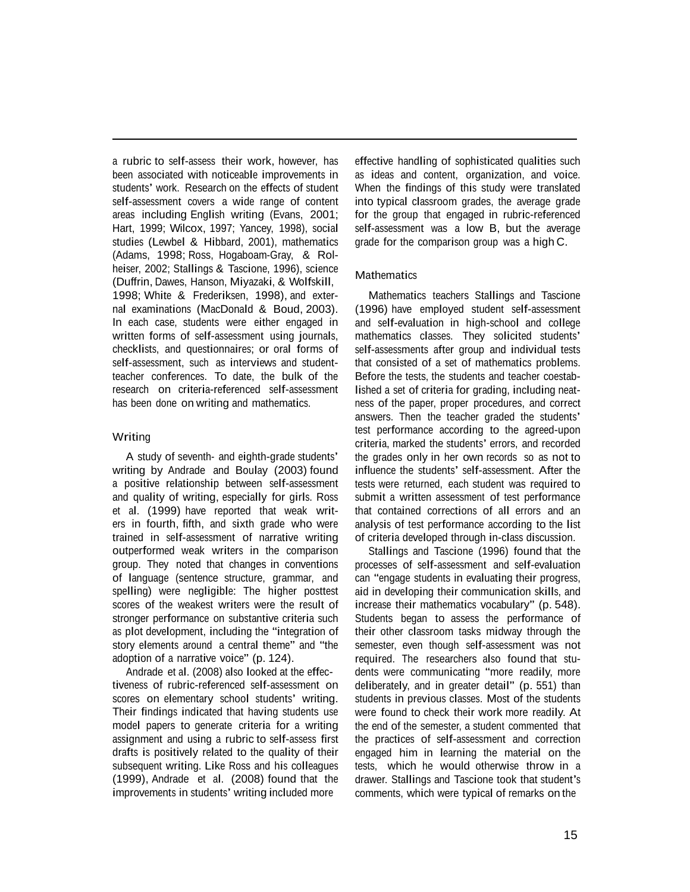a rubric to self-assess their work, however, has been associated with noticeable improvements in students' work. Research on the effects of student self-assessment covers a wide range of content areas including English writing (Evans, 2001; Hart, 1999; Wilcox, 1997; Yancey, 1998), social studies (Lewbel & Hibbard, 2001), mathematics (Adams, 1998; Ross, Hogaboam-Gray, & Rolheiser, 2002; Stallings & Tascione, 1996), science (Duffrin, Dawes, Hanson, Miyazaki, & Wolfskill, 1998; White & Frederiksen, 1998), and external examinations (MacDonald & Boud, 2003). In each case, students were either engaged in written forms of self-assessment using journals, checklists, and questionnaires; or oral forms of self-assessment, such as interviews and student-teacher conferences. To date, the bulk of the research on criteria-referenced self-assessment has been done on writing and mathematics.

### Writing

A study of seventh- and eighth-grade students' writing by Andrade and Boulay (2003) found a positive relationship between self-assessment and quality of writing, especially for girls. Ross et al. (1999) have reported that weak writers in fourth, fifth, and sixth grade who were trained in self-assessment of narrative writing outperformed weak writers in the comparison group. They noted that changes in conventions of language (sentence structure, grammar, and spelling) were negligible: The higher posttest scores of the weakest writers were the result of stronger performance on substantive criteria such as plot development, including the "integration of story elements around a central theme" and "the adoption of a narrative voice" (p. 124).

Andrade et al. (2008) also looked at the effectiveness of rubric-referenced self-assessment on scores on elementary school students' writing. Their findings indicated that having students use model papers to generate criteria for a writing assignment and using a rubric to self-assess first drafts is positively related to the quality of their subsequent writing. Like Ross and his colleagues (1999), Andrade et al. (2008) found that the improvements in students' writing included more effective handling of sophisticated qualities such as ideas and content, organization, and voice. When the findings of this study were translated into typical classroom grades, the average grade for the group that engaged in rubric-referenced self-assessment was a low B, but the average grade for the comparison group was a high C.

### Mathematics

Mathematics teachers Stallings and Tascione (1996) have employed student self-assessment and self-evaluation in high-school and college mathematics classes. They solicited students' self-assessments after group and individual tests that consisted of a set of mathematics problems. Before the tests, the students and teacher coestablished a set of criteria for grading, including neatness of the paper, proper procedures, and correct answers. Then the teacher graded the students' test performance according to the agreed-upon criteria, marked the students' errors, and recorded the grades only in her own records so as not to influence the students' self-assessment. After the tests were returned, each student was required to submit a written assessment of test performance that contained corrections of all errors and an analysis of test performance according to the list of criteria developed through in-class discussion.

Stallings and Tascione (1996) found that the processes of self-assessment and self-evaluation can "engage students in evaluating their progress, aid in developing their communication skills, and increase their mathematics vocabulary" (p. 548). Students began to assess the performance of their other classroom tasks midway through the semester, even though self-assessment was not required. The researchers also found that students were communicating "more readily, more deliberately, and in greater detail" (p. 551) than students in previous classes. Most of the students were found to check their work more readily. At the end of the semester, a student commented that the practices of self-assessment and correction engaged him in learning the material on the tests, which he would otherwise throw in a drawer. Stallings and Tascione took that student's comments, which were typical of remarks on the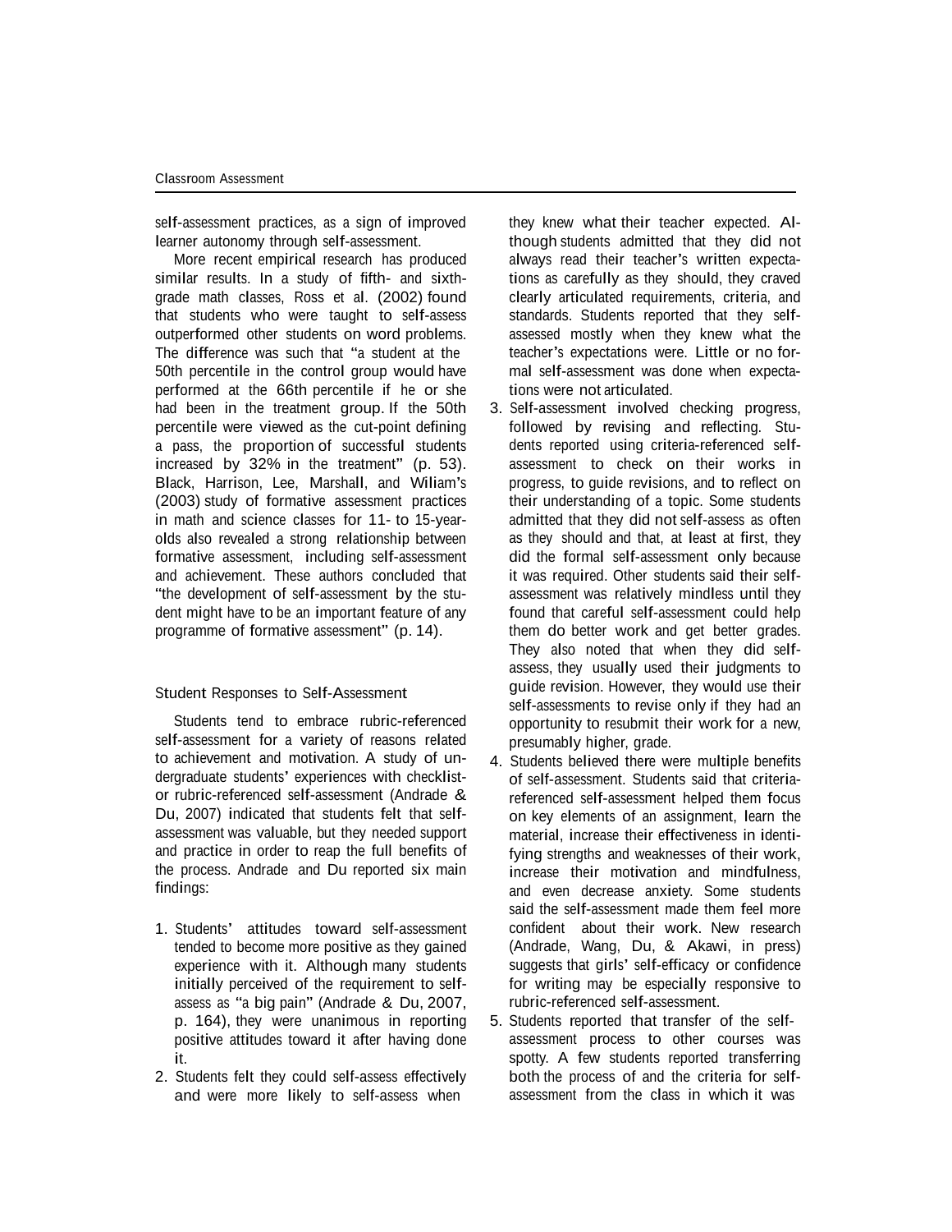self-assessment practices, as a sign of improved learner autonomy through self-assessment.

More recent empirical research has produced similar results. In a study of fifth- and sixth-grade math classes, Ross et al. (2002) found that students who were taught to self-assess outperformed other students on word problems. The difference was such that "a student at the 50th percentile in the control group would have performed at the 66th percentile if he or she had been in the treatment group. If the 50th percentile were viewed as the cut-point defining a pass, the proportion of successful students increased by 32% in the treatment" (p. 53). Black, Harrison, Lee, Marshall, and Wiliam's (2003) study of formative assessment practices in math and science classes for 11- to 15-year-olds also revealed a strong relationship between formative assessment, including self-assessment and achievement. These authors concluded that "the development of self-assessment by the student might have to be an important feature of any programme of formative assessment" (p. 14).

## Student Responses to Self-Assessment

Students tend to embrace rubric-referenced self-assessment for a variety of reasons related to achievement and motivation. A study of undergraduate students' experiences with checklist- or rubric-referenced self-assessment (Andrade & Du, 2007) indicated that students felt that self-assessment was valuable, but they needed support and practice in order to reap the full benefits of the process. Andrade and Du reported six main findings:

1. Students' attitudes toward self-assessment tended to become more positive as they gained experience with it. Although many students initially perceived of the requirement to self-assess as "a big pain" (Andrade & Du, 2007, p. 164), they were unanimous in reporting positive attitudes toward it after having done it.
2. Students felt they could self-assess effectively and were more likely to self-assess when they knew what their teacher expected. Although students admitted that they did not always read their teacher's written expectations as carefully as they should, they craved clearly articulated requirements, criteria, and standards. Students reported that they self-assessed mostly when they knew what the teacher's expectations were. Little or no formal self-assessment was done when expectations were not articulated.
3. Self-assessment involved checking progress, followed by revising and reflecting. Students reported using criteria-referenced self-assessment to check on their works in progress, to guide revisions, and to reflect on their understanding of a topic. Some students admitted that they did not self-assess as often as they should and that, at least at first, they did the formal self-assessment only because it was required. Other students said their self-assessment was relatively mindless until they found that careful self-assessment could help them do better work and get better grades. They also noted that when they did self-assess, they usually used their judgments to guide revision. However, they would use their self-assessments to revise only if they had an opportunity to resubmit their work for a new, presumably higher, grade.
4. Students believed there were multiple benefits of self-assessment. Students said that criteria-referenced self-assessment helped them focus on key elements of an assignment, learn the material, increase their effectiveness in identifying strengths and weaknesses of their work, increase their motivation and mindfulness, and even decrease anxiety. Some students said the self-assessment made them feel more confident about their work. New research (Andrade, Wang, Du, & Akawi, in press) suggests that girls' self-efficacy or confidence for writing may be especially responsive to rubric-referenced self-assessment.
5. Students reported that transfer of the self-assessment process to other courses was spotty. A few students reported transferring both the process of and the criteria for self-assessment from the class in which it was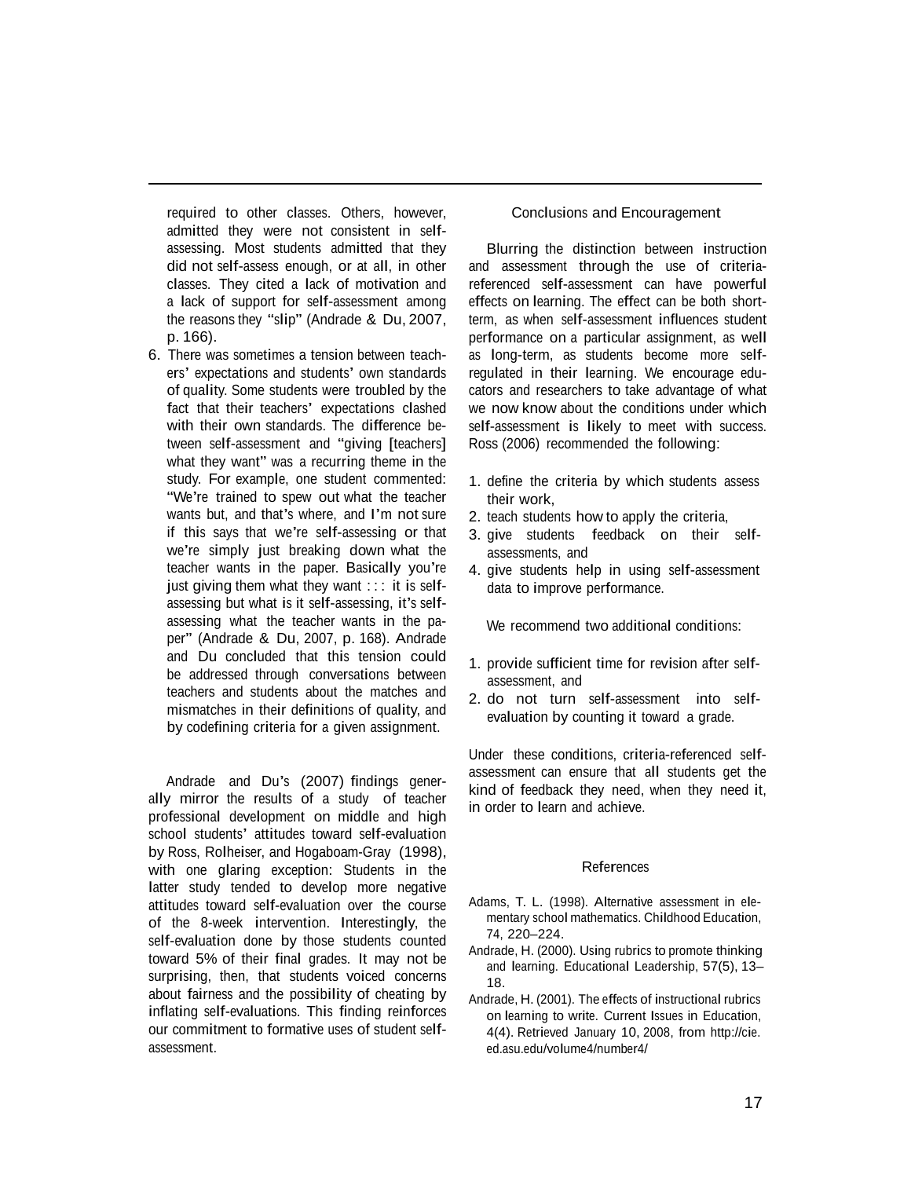required to other classes. Others, however, admitted they were not consistent in self-assessing. Most students admitted that they did not self-assess enough, or at all, in other classes. They cited a lack of motivation and a lack of support for self-assessment among the reasons they "slip" (Andrade & Du, 2007, p. 166).

6. There was sometimes a tension between teachers' expectations and students' own standards of quality. Some students were troubled by the fact that their teachers' expectations clashed with their own standards. The difference between self-assessment and "giving [teachers] what they want" was a recurring theme in the study. For example, one student commented: "We're trained to spew out what the teacher wants but, and that's where, and I'm not sure if this says that we're self-assessing or that we're simply just breaking down what the teacher wants in the paper. Basically you're just giving them what they want : : : it is self-assessing but what is it self-assessing, it's self-assessing what the teacher wants in the paper" (Andrade & Du, 2007, p. 168). Andrade and Du concluded that this tension could be addressed through conversations between teachers and students about the matches and mismatches in their definitions of quality, and by codefining criteria for a given assignment.

Andrade and Du's (2007) findings generally mirror the results of a study of teacher professional development on middle and high school students' attitudes toward self-evaluation by Ross, Rolheiser, and Hogaboam-Gray (1998), with one glaring exception: Students in the latter study tended to develop more negative attitudes toward self-evaluation over the course of the 8-week intervention. Interestingly, the self-evaluation done by those students counted toward 5% of their final grades. It may not be surprising, then, that students voiced concerns about fairness and the possibility of cheating by inflating self-evaluations. This finding reinforces our commitment to formative uses of student self-assessment.

## Conclusions and Encouragement

Blurring the distinction between instruction and assessment through the use of criteria-referenced self-assessment can have powerful effects on learning. The effect can be both short-term, as when self-assessment influences student performance on a particular assignment, as well as long-term, as students become more self-regulated in their learning. We encourage educators and researchers to take advantage of what we now know about the conditions under which self-assessment is likely to meet with success. Ross (2006) recommended the following:

1. define the criteria by which students assess their work,
2. teach students how to apply the criteria,
3. give students feedback on their self-assessments, and
4. give students help in using self-assessment data to improve performance.

We recommend two additional conditions:

1. provide sufficient time for revision after self-assessment, and
2. do not turn self-assessment into self-evaluation by counting it toward a grade.

Under these conditions, criteria-referenced self-assessment can ensure that all students get the kind of feedback they need, when they need it, in order to learn and achieve.

## References

Adams, T. L. (1998). Alternative assessment in elementary school mathematics. Childhood Education, 74, 220–224.

Andrade, H. (2000). Using rubrics to promote thinking and learning. Educational Leadership, 57(5), 13–18.

Andrade, H. (2001). The effects of instructional rubrics on learning to write. Current Issues in Education, 4(4). Retrieved January 10, 2008, from http://cie.ed.asu.edu/volume4/number4/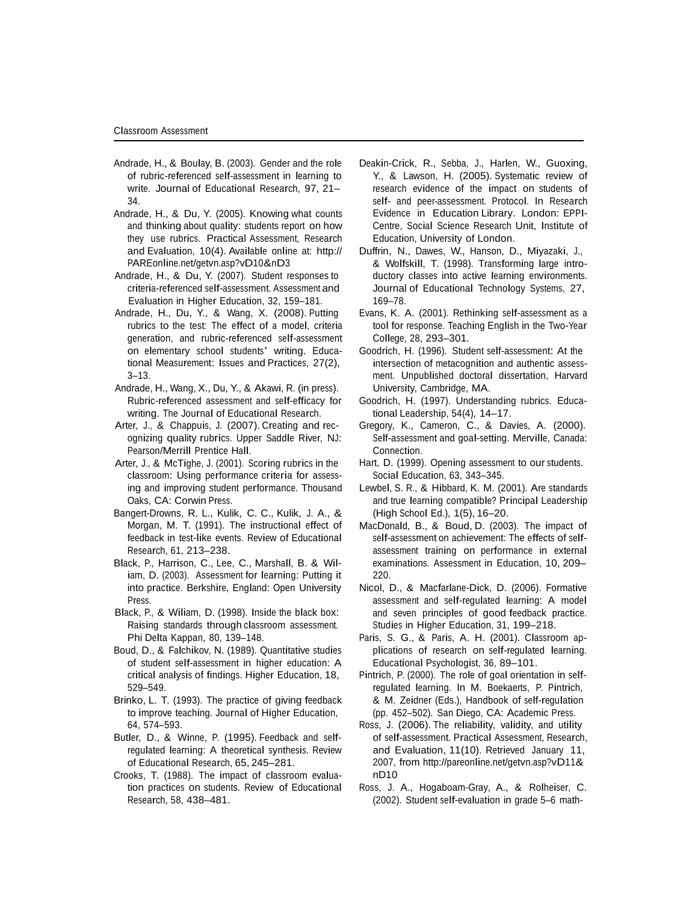Andrade, H., & Boulay, B. (2003). Gender and the role of rubric-referenced self-assessment in learning to write. Journal of Educational Research, 97, 21–34.

Andrade, H., & Du, Y. (2005). Knowing what counts and thinking about quality: students report on how they use rubrics. Practical Assessment, Research and Evaluation, 10(4). Available online at: http://PAREonline.net/getvn.asp?vD10&nD3

Andrade, H., & Du, Y. (2007). Student responses to criteria-referenced self-assessment. Assessment and Evaluation in Higher Education, 32, 159–181.

Andrade, H., Du, Y., & Wang, X. (2008). Putting rubrics to the test: The effect of a model, criteria generation, and rubric-referenced self-assessment on elementary school students' writing. Educational Measurement: Issues and Practices, 27(2), 3–13.

Andrade, H., Wang, X., Du, Y., & Akawi, R. (in press). Rubric-referenced assessment and self-efficacy for writing. The Journal of Educational Research.

Arter, J., & Chappuis, J. (2007). Creating and recognizing quality rubrics. Upper Saddle River, NJ: Pearson/Merrill Prentice Hall.

Arter, J., & McTighe, J. (2001). Scoring rubrics in the classroom: Using performance criteria for assessing and improving student performance. Thousand Oaks, CA: Corwin Press.

Bangert-Drowns, R. L., Kulik, C. C., Kulik, J. A., & Morgan, M. T. (1991). The instructional effect of feedback in test-like events. Review of Educational Research, 61, 213–238.

Black, P., Harrison, C., Lee, C., Marshall, B. & Wiliam, D. (2003). Assessment for learning: Putting it into practice. Berkshire, England: Open University Press.

Black, P., & Wiliam, D. (1998). Inside the black box: Raising standards through classroom assessment. Phi Delta Kappan, 80, 139–148.

Boud, D., & Falchikov, N. (1989). Quantitative studies of student self-assessment in higher education: A critical analysis of findings. Higher Education, 18, 529–549.

Brinko, L. T. (1993). The practice of giving feedback to improve teaching. Journal of Higher Education, 64, 574–593.

Butler, D., & Winne, P. (1995). Feedback and self-regulated learning: A theoretical synthesis. Review of Educational Research, 65, 245–281.

Crooks, T. (1988). The impact of classroom evaluation practices on students. Review of Educational Research, 58, 438–481.

Deakin-Crick, R., Sebba, J., Harlen, W., Guoxing, Y., & Lawson, H. (2005). Systematic review of research evidence of the impact on students of self- and peer-assessment. Protocol. In Research Evidence in Education Library. London: EPPI-Centre, Social Science Research Unit, Institute of Education, University of London.

Duffrin, N., Dawes, W., Hanson, D., Miyazaki, J., & Wolfskill, T. (1998). Transforming large introductory classes into active learning environments. Journal of Educational Technology Systems, 27, 169–78.

Evans, K. A. (2001). Rethinking self-assessment as a tool for response. Teaching English in the Two-Year College, 28, 293–301.

Goodrich, H. (1996). Student self-assessment: At the intersection of metacognition and authentic assessment. Unpublished doctoral dissertation, Harvard University, Cambridge, MA.

Goodrich, H. (1997). Understanding rubrics. Educational Leadership, 54(4), 14–17.

Gregory, K., Cameron, C., & Davies, A. (2000). Self-assessment and goal-setting. Merville, Canada: Connection.

Hart, D. (1999). Opening assessment to our students. Social Education, 63, 343–345.

Lewbel, S. R., & Hibbard, K. M. (2001). Are standards and true learning compatible? Principal Leadership (High School Ed.), 1(5), 16–20.

MacDonald, B., & Boud, D. (2003). The impact of self-assessment on achievement: The effects of self-assessment training on performance in external examinations. Assessment in Education, 10, 209–220.

Nicol, D., & Macfarlane-Dick, D. (2006). Formative assessment and self-regulated learning: A model and seven principles of good feedback practice. Studies in Higher Education, 31, 199–218.

Paris, S. G., & Paris, A. H. (2001). Classroom applications of research on self-regulated learning. Educational Psychologist, 36, 89–101.

Pintrich, P. (2000). The role of goal orientation in self-regulated learning. In M. Boekaerts, P. Pintrich, & M. Zeidner (Eds.), Handbook of self-regulation (pp. 452–502). San Diego, CA: Academic Press.

Ross, J. (2006). The reliability, validity, and utility of self-assessment. Practical Assessment, Research, and Evaluation, 11(10). Retrieved January 11, 2007, from http://pareonline.net/getvn.asp?vD11&nD10

Ross, J. A., Hogaboam-Gray, A., & Rolheiser, C. (2002). Student self-evaluation in grade 5–6 math-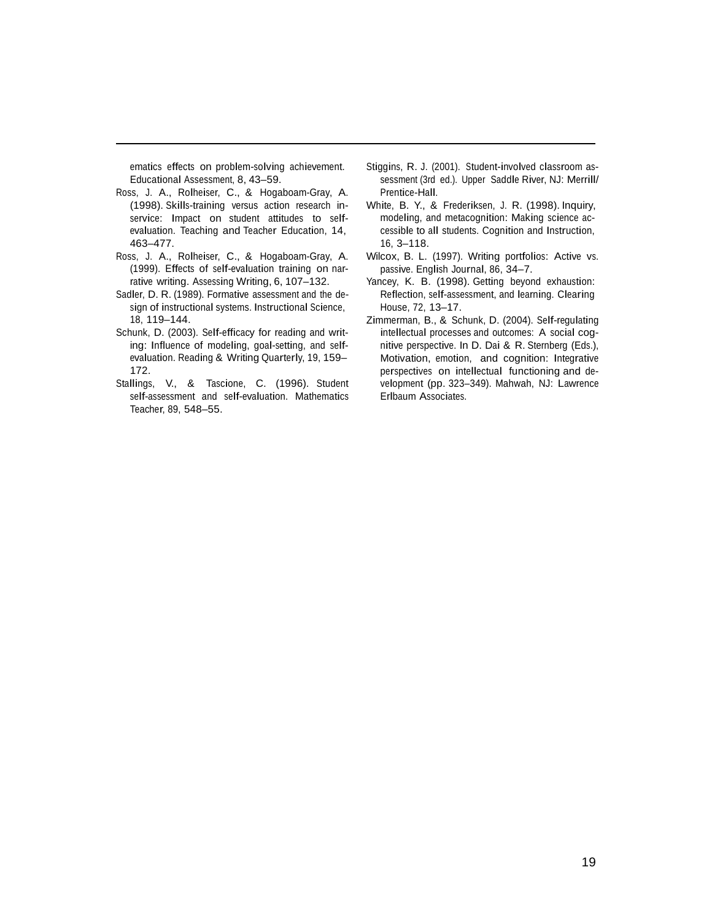ematics effects on problem-solving achievement. Educational Assessment, 8, 43–59.

Ross, J. A., Rolheiser, C., & Hogaboam-Gray, A. (1998). Skills-training versus action research in-service: Impact on student attitudes to self-evaluation. Teaching and Teacher Education, 14, 463–477.

Ross, J. A., Rolheiser, C., & Hogaboam-Gray, A. (1999). Effects of self-evaluation training on narrative writing. Assessing Writing, 6, 107–132.

Sadler, D. R. (1989). Formative assessment and the design of instructional systems. Instructional Science, 18, 119–144.

Schunk, D. (2003). Self-efficacy for reading and writing: Influence of modeling, goal-setting, and self-evaluation. Reading & Writing Quarterly, 19, 159–172.

Stallings, V., & Tascione, C. (1996). Student self-assessment and self-evaluation. Mathematics Teacher, 89, 548–55.

Stiggins, R. J. (2001). Student-involved classroom assessment (3rd ed.). Upper Saddle River, NJ: Merrill/Prentice-Hall.

White, B. Y., & Frederiksen, J. R. (1998). Inquiry, modeling, and metacognition: Making science accessible to all students. Cognition and Instruction, 16, 3–118.

Wilcox, B. L. (1997). Writing portfolios: Active vs. passive. English Journal, 86, 34–7.

Yancey, K. B. (1998). Getting beyond exhaustion: Reflection, self-assessment, and learning. Clearing House, 72, 13–17.

Zimmerman, B., & Schunk, D. (2004). Self-regulating intellectual processes and outcomes: A social cognitive perspective. In D. Dai & R. Sternberg (Eds.), Motivation, emotion, and cognition: Integrative perspectives on intellectual functioning and development (pp. 323–349). Mahwah, NJ: Lawrence Erlbaum Associates.